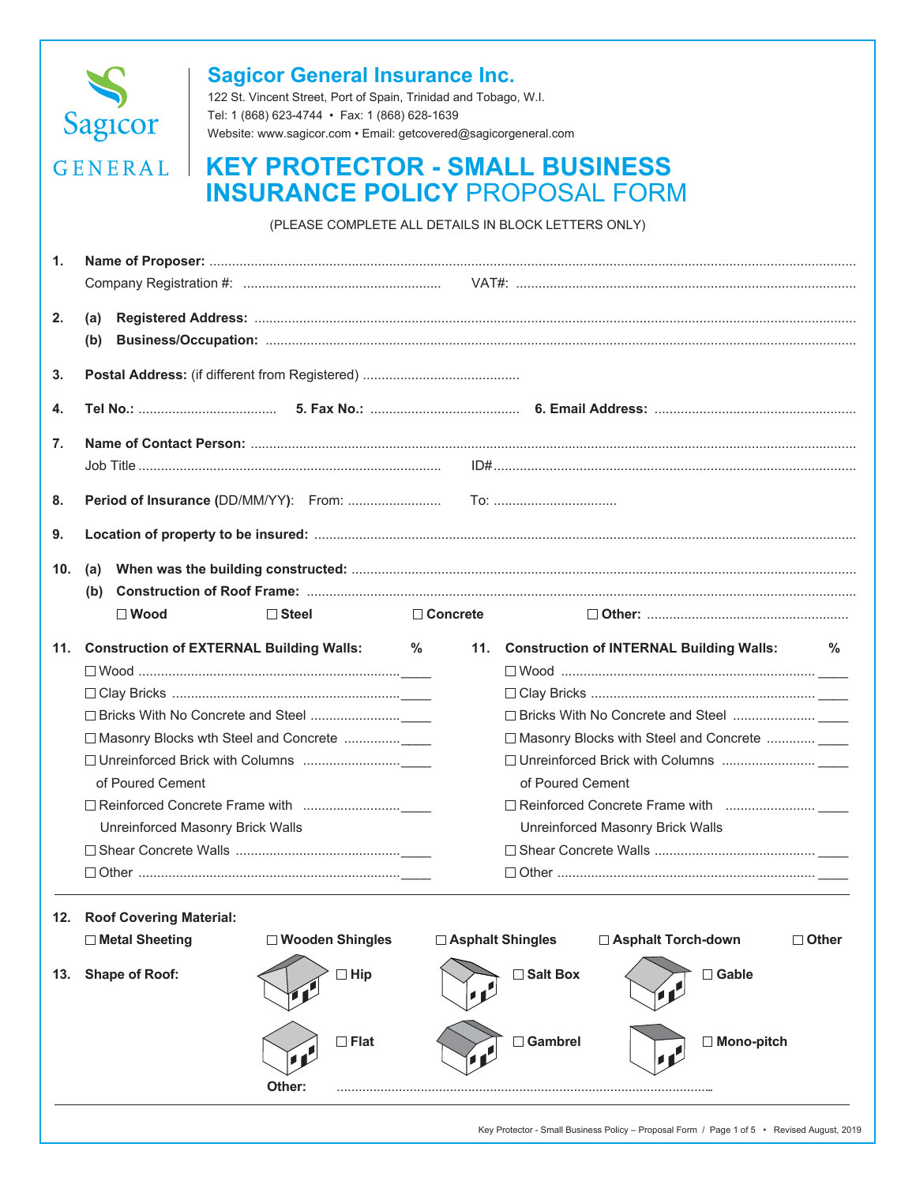# Sagicor General Insurance Inc.

122 St. Vincent Street, Port of Spain, Trinidad and Tobago, W.I.
Tel: 1 (868) 623-4744 • Fax: 1 (868) 628-1639
Website: www.sagicor.com • Email: getcovered@sagicorgeneral.com

# KEY PROTECTOR - SMALL BUSINESS INSURANCE POLICY PROPOSAL FORM

(PLEASE COMPLETE ALL DETAILS IN BLOCK LETTERS ONLY)

1. **Name of Proposer:** ..............................................
   Company Registration #: .............................. VAT#: ..............................

2. (a) **Registered Address:** ..............................................
   (b) **Business/Occupation:** ..............................................

3. **Postal Address:** (if different from Registered) ..............................

4. **Tel No.:** .................... 5. **Fax No.:** .................... 6. **Email Address:** ....................

7. **Name of Contact Person:** ..............................................
   Job Title .............................. ID# ..............................

8. **Period of Insurance** (DD/MM/YY): From: .................... To: ....................

9. **Location of property to be insured:** ..............................................

10. (a) **When was the building constructed:** ..............................................
    (b) **Construction of Roof Frame:** ..............................................
    ☐ **Wood** ☐ **Steel** ☐ **Concrete** ☐ **Other:** ..............................

11. **Construction of EXTERNAL Building Walls:**

| | % |
|---|---|
| ☐ Wood | ____ |
| ☐ Clay Bricks | ____ |
| ☐ Bricks With No Concrete and Steel | ____ |
| ☐ Masonry Blocks wth Steel and Concrete | ____ |
| ☐ Unreinforced Brick with Columns of Poured Cement | ____ |
| ☐ Reinforced Concrete Frame with Unreinforced Masonry Brick Walls | ____ |
| ☐ Shear Concrete Walls | ____ |
| ☐ Other | ____ |

11. **Construction of INTERNAL Building Walls:**

| | % |
|---|---|
| ☐ Wood | ____ |
| ☐ Clay Bricks | ____ |
| ☐ Bricks With No Concrete and Steel | ____ |
| ☐ Masonry Blocks with Steel and Concrete | ____ |
| ☐ Unreinforced Brick with Columns of Poured Cement | ____ |
| ☐ Reinforced Concrete Frame with Unreinforced Masonry Brick Walls | ____ |
| ☐ Shear Concrete Walls | ____ |
| ☐ Other | ____ |

12. **Roof Covering Material:**
    ☐ **Metal Sheeting** ☐ **Wooden Shingles** ☐ **Asphalt Shingles** ☐ **Asphalt Torch-down** ☐ **Other**

13. **Shape of Roof:**
    ☐ **Hip** ☐ **Salt Box** ☐ **Gable**
    ☐ **Flat** ☐ **Gambrel** ☐ **Mono-pitch**
    **Other:** ..............................................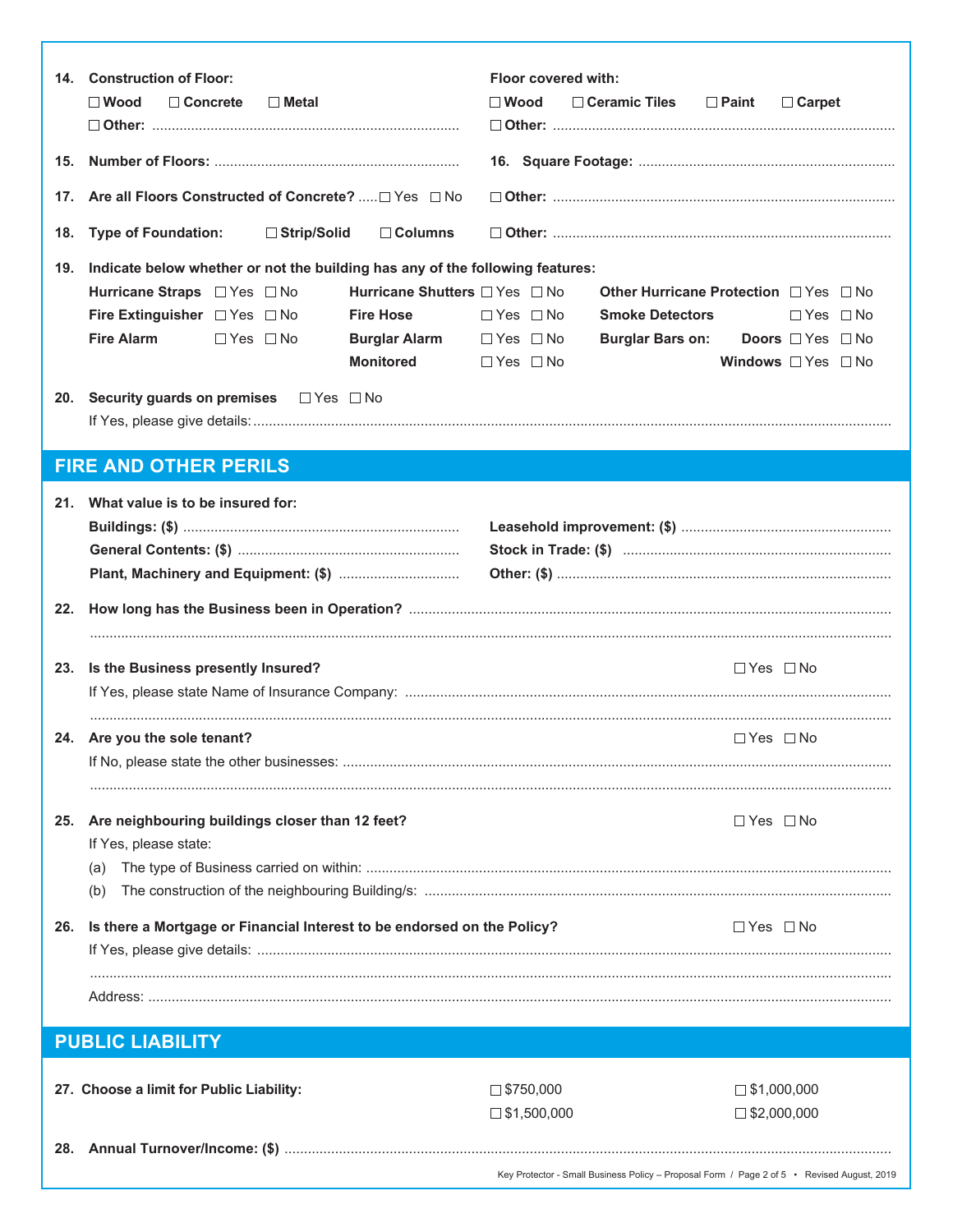**14. Construction of Floor:**

☐ **Wood** ☐ **Concrete** ☐ **Metal**

☐ **Other:** ........................................................................

**Floor covered with:**

☐ **Wood** ☐ **Ceramic Tiles** ☐ **Paint** ☐ **Carpet**

☐ **Other:** ........................................................................

**15. Number of Floors:** ........................................................................

**16. Square Footage:** ........................................................................

**17. Are all Floors Constructed of Concrete?** ..... ☐ Yes ☐ No

☐ **Other:** ........................................................................

**18. Type of Foundation:** ☐ **Strip/Solid** ☐ **Columns**

☐ **Other:** ........................................................................

**19. Indicate below whether or not the building has any of the following features:**

| | | | | | |
|---|---|---|---|---|---|
| **Hurricane Straps** | ☐ Yes ☐ No | **Hurricane Shutters** | ☐ Yes ☐ No | **Other Hurricane Protection** | ☐ Yes ☐ No |
| **Fire Extinguisher** | ☐ Yes ☐ No | **Fire Hose** | ☐ Yes ☐ No | **Smoke Detectors** | ☐ Yes ☐ No |
| **Fire Alarm** | ☐ Yes ☐ No | **Burglar Alarm** | ☐ Yes ☐ No | **Burglar Bars on: Doors** | ☐ Yes ☐ No |
| | | **Monitored** | ☐ Yes ☐ No | **Windows** | ☐ Yes ☐ No |

**20. Security guards on premises** ☐ Yes ☐ No

If Yes, please give details: ........................................................................

## FIRE AND OTHER PERILS

**21. What value is to be insured for:**

**Buildings: ($)** ........................................................................

**Leasehold improvement: ($)** ........................................................................

**General Contents: ($)** ........................................................................

**Stock in Trade: ($)** ........................................................................

**Plant, Machinery and Equipment: ($)** ........................................................................

**Other: ($)** ........................................................................

**22. How long has the Business been in Operation?** ........................................................................

........................................................................

**23. Is the Business presently Insured?** ☐ Yes ☐ No

If Yes, please state Name of Insurance Company: ........................................................................

........................................................................

**24. Are you the sole tenant?** ☐ Yes ☐ No

If No, please state the other businesses: ........................................................................

........................................................................

**25. Are neighbouring buildings closer than 12 feet?** ☐ Yes ☐ No

If Yes, please state:

(a) The type of Business carried on within: ........................................................................

(b) The construction of the neighbouring Building/s: ........................................................................

**26. Is there a Mortgage or Financial Interest to be endorsed on the Policy?** ☐ Yes ☐ No

If Yes, please give details: ........................................................................

........................................................................

Address: ........................................................................

## PUBLIC LIABILITY

**27. Choose a limit for Public Liability:**

☐ $750,000 ☐ $1,000,000

☐ $1,500,000 ☐ $2,000,000

**28. Annual Turnover/Income: ($)** ........................................................................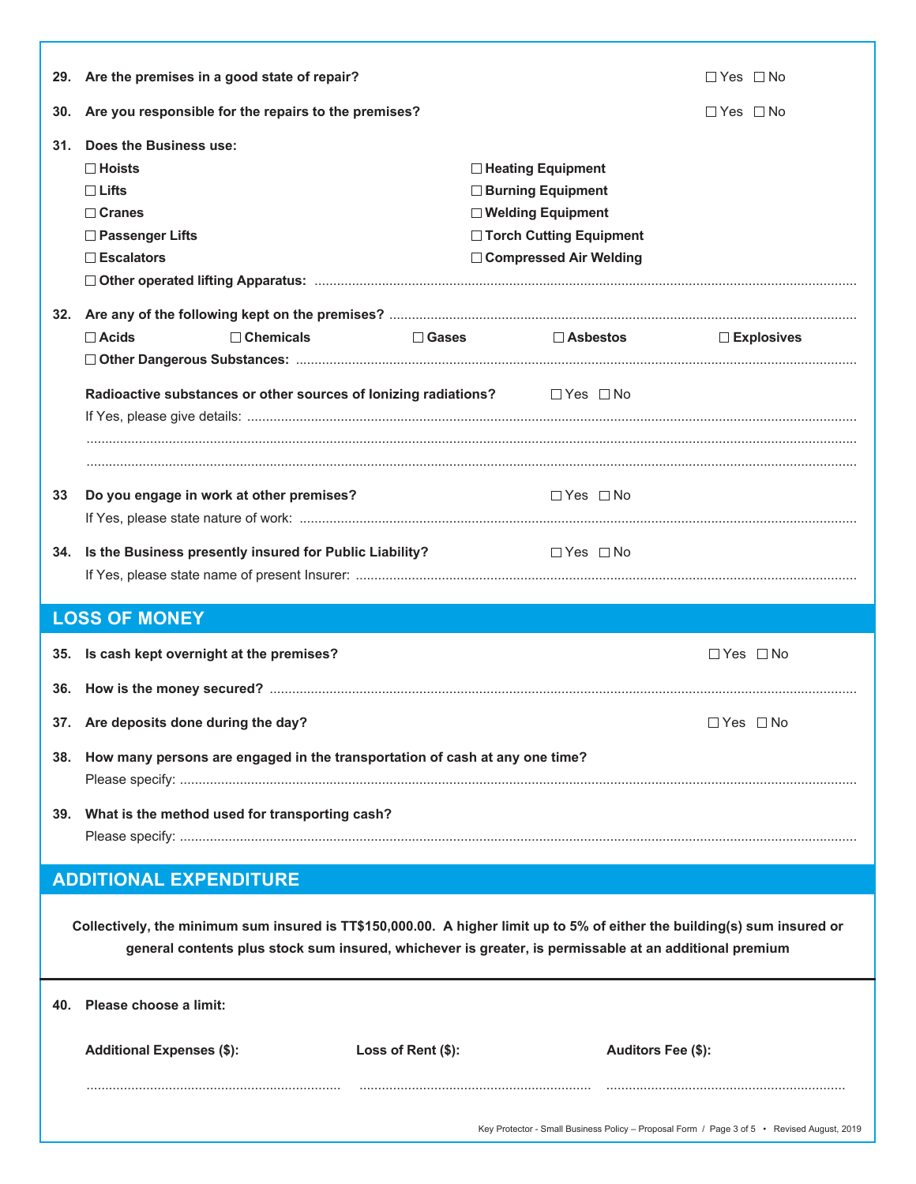**29. Are the premises in a good state of repair?** ☐ Yes ☐ No

**30. Are you responsible for the repairs to the premises?** ☐ Yes ☐ No

**31. Does the Business use:**

- ☐ **Hoists**
- ☐ **Lifts**
- ☐ **Cranes**
- ☐ **Passenger Lifts**
- ☐ **Escalators**
- ☐ **Heating Equipment**
- ☐ **Burning Equipment**
- ☐ **Welding Equipment**
- ☐ **Torch Cutting Equipment**
- ☐ **Compressed Air Welding**
- ☐ **Other operated lifting Apparatus:** ..............................

**32. Are any of the following kept on the premises?** ..............................

☐ **Acids** ☐ **Chemicals** ☐ **Gases** ☐ **Asbestos** ☐ **Explosives**

☐ **Other Dangerous Substances:** ..............................

**Radioactive substances or other sources of Ionizing radiations?** ☐ Yes ☐ No

If Yes, please give details: ..............................

..............................

..............................

**33 Do you engage in work at other premises?** ☐ Yes ☐ No

If Yes, please state nature of work: ..............................

**34. Is the Business presently insured for Public Liability?** ☐ Yes ☐ No

If Yes, please state name of present Insurer: ..............................

## LOSS OF MONEY

**35. Is cash kept overnight at the premises?** ☐ Yes ☐ No

**36. How is the money secured?** ..............................

**37. Are deposits done during the day?** ☐ Yes ☐ No

**38. How many persons are engaged in the transportation of cash at any one time?**

Please specify: ..............................

**39. What is the method used for transporting cash?**

Please specify: ..............................

## ADDITIONAL EXPENDITURE

**Collectively, the minimum sum insured is TT$150,000.00. A higher limit up to 5% of either the building(s) sum insured or general contents plus stock sum insured, whichever is greater, is permissable at an additional premium**

**40. Please choose a limit:**

| **Additional Expenses ($):** | **Loss of Rent ($):** | **Auditors Fee ($):** |
|---|---|---|
| .............................. | .............................. | .............................. |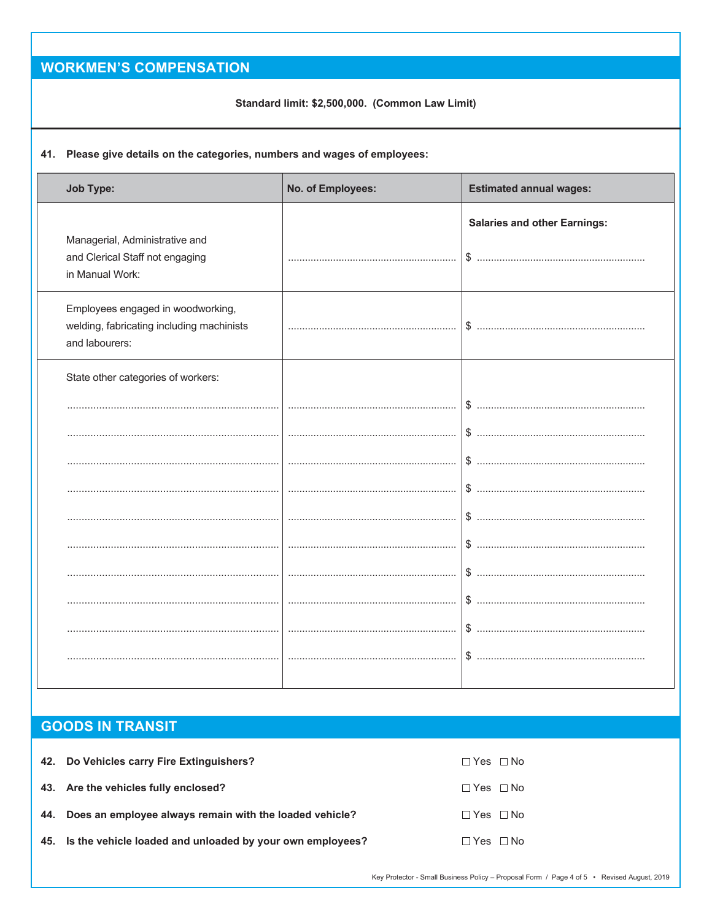## WORKMEN'S COMPENSATION

**Standard limit: $2,500,000. (Common Law Limit)**

**41. Please give details on the categories, numbers and wages of employees:**

| Job Type: | No. of Employees: | Estimated annual wages: |
|---|---|---|
| Managerial, Administrative and and Clerical Staff not engaging in Manual Work: | .................................... | **Salaries and other Earnings:** $ .................................... |
| Employees engaged in woodworking, welding, fabricating including machinists and labourers: | .................................... | $ .................................... |
| State other categories of workers: | | |
| .................................... | .................................... | $ .................................... |
| .................................... | .................................... | $ .................................... |
| .................................... | .................................... | $ .................................... |
| .................................... | .................................... | $ .................................... |
| .................................... | .................................... | $ .................................... |
| .................................... | .................................... | $ .................................... |
| .................................... | .................................... | $ .................................... |
| .................................... | .................................... | $ .................................... |
| .................................... | .................................... | $ .................................... |
| .................................... | .................................... | $ .................................... |

## GOODS IN TRANSIT

**42. Do Vehicles carry Fire Extinguishers?** ☐ Yes ☐ No

**43. Are the vehicles fully enclosed?** ☐ Yes ☐ No

**44. Does an employee always remain with the loaded vehicle?** ☐ Yes ☐ No

**45. Is the vehicle loaded and unloaded by your own employees?** ☐ Yes ☐ No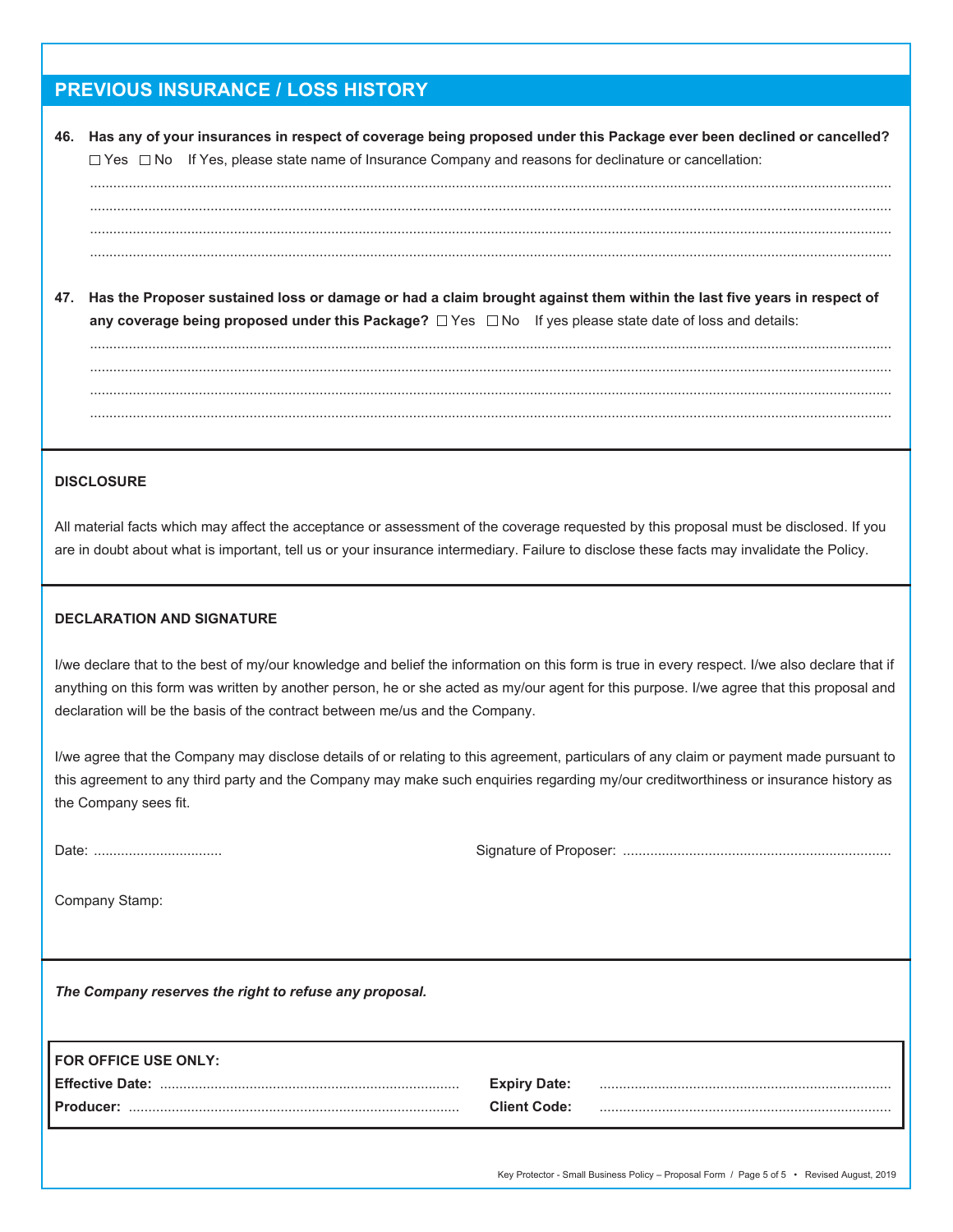## PREVIOUS INSURANCE / LOSS HISTORY

**46. Has any of your insurances in respect of coverage being proposed under this Package ever been declined or cancelled?**

☐ Yes ☐ No If Yes, please state name of Insurance Company and reasons for declinature or cancellation:

.....................................................................................................................................................................................

.....................................................................................................................................................................................

.....................................................................................................................................................................................

.....................................................................................................................................................................................

**47. Has the Proposer sustained loss or damage or had a claim brought against them within the last five years in respect of any coverage being proposed under this Package?** ☐ Yes ☐ No If yes please state date of loss and details:

.....................................................................................................................................................................................

.....................................................................................................................................................................................

.....................................................................................................................................................................................

.....................................................................................................................................................................................

### DISCLOSURE

All material facts which may affect the acceptance or assessment of the coverage requested by this proposal must be disclosed. If you are in doubt about what is important, tell us or your insurance intermediary. Failure to disclose these facts may invalidate the Policy.

### DECLARATION AND SIGNATURE

I/we declare that to the best of my/our knowledge and belief the information on this form is true in every respect. I/we also declare that if anything on this form was written by another person, he or she acted as my/our agent for this purpose. I/we agree that this proposal and declaration will be the basis of the contract between me/us and the Company.

I/we agree that the Company may disclose details of or relating to this agreement, particulars of any claim or payment made pursuant to this agreement to any third party and the Company may make such enquiries regarding my/our creditworthiness or insurance history as the Company sees fit.

Date: ................................ Signature of Proposer: ....................................................................

Company Stamp:

***The Company reserves the right to refuse any proposal.***

**FOR OFFICE USE ONLY:**

| | |
|---|---|
| **Effective Date:** ............................................................................ | **Expiry Date:** ........................................................................... |
| **Producer:** .................................................................................... | **Client Code:** ........................................................................... |